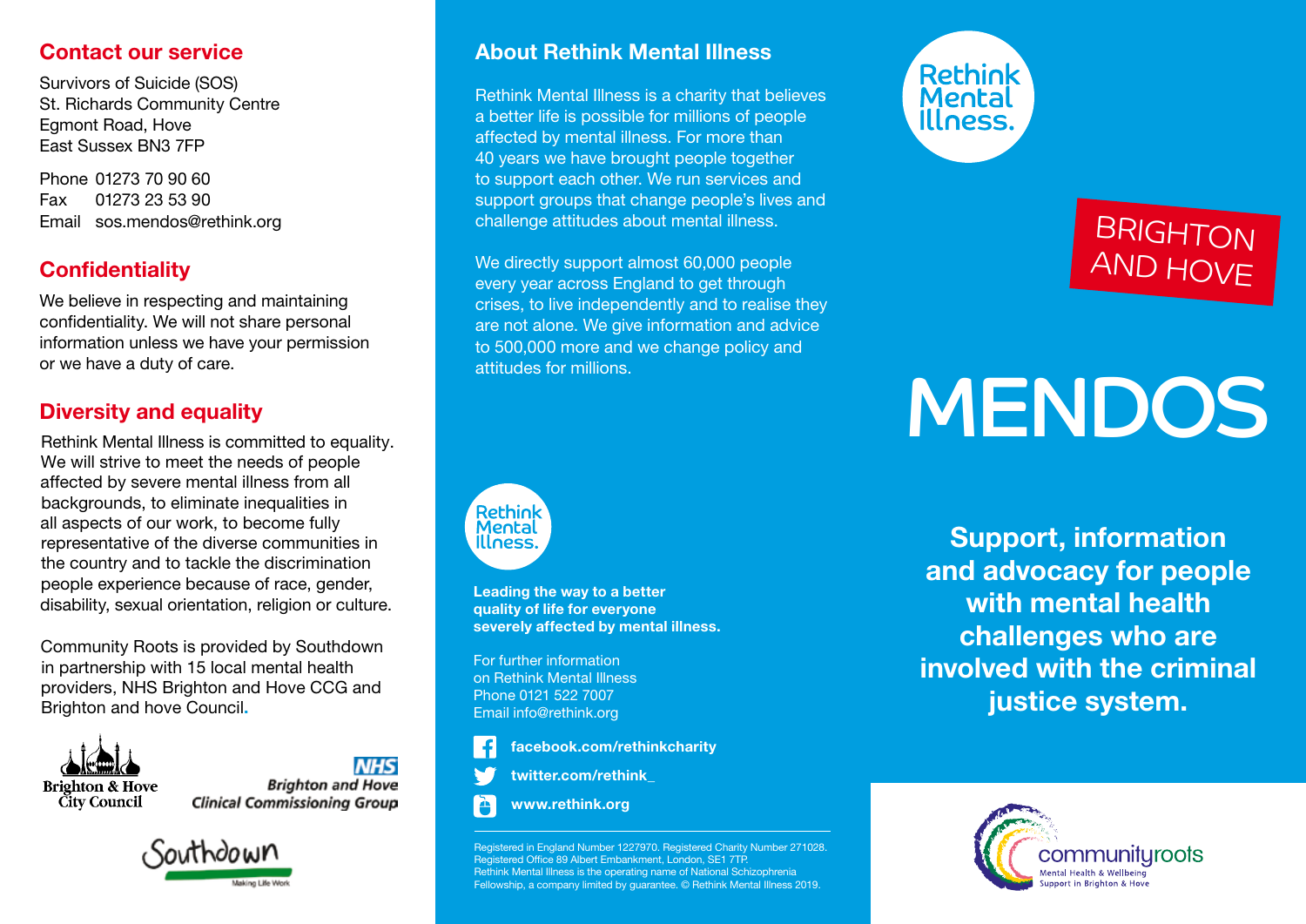## Contact our service

Survivors of Suicide (SOS)
St. Richards Community Centre
Egmont Road, Hove
East Sussex BN3 7FP

Phone 01273 70 90 60
Fax 01273 23 53 90
Email sos.mendos@rethink.org

## Confidentiality

We believe in respecting and maintaining confidentiality. We will not share personal information unless we have your permission or we have a duty of care.

## Diversity and equality

Rethink Mental Illness is committed to equality. We will strive to meet the needs of people affected by severe mental illness from all backgrounds, to eliminate inequalities in all aspects of our work, to become fully representative of the diverse communities in the country and to tackle the discrimination people experience because of race, gender, disability, sexual orientation, religion or culture.

Community Roots is provided by Southdown in partnership with 15 local mental health providers, NHS Brighton and Hove CCG and Brighton and hove Council.

Brighton & Hove City Council

NHS Brighton and Hove Clinical Commissioning Group

Southdown — Making Life Work

## About Rethink Mental Illness

Rethink Mental Illness is a charity that believes a better life is possible for millions of people affected by mental illness. For more than 40 years we have brought people together to support each other. We run services and support groups that change people's lives and challenge attitudes about mental illness.

We directly support almost 60,000 people every year across England to get through crises, to live independently and to realise they are not alone. We give information and advice to 500,000 more and we change policy and attitudes for millions.

Rethink Mental Illness.

**Leading the way to a better quality of life for everyone severely affected by mental illness.**

For further information on Rethink Mental Illness
Phone 0121 522 7007
Email info@rethink.org

**facebook.com/rethinkcharity**

**twitter.com/rethink_**

**www.rethink.org**

Registered in England Number 1227970. Registered Charity Number 271028. Registered Office 89 Albert Embankment, London, SE1 7TP. Rethink Mental Illness is the operating name of National Schizophrenia Fellowship, a company limited by guarantee. © Rethink Mental Illness 2019.

Rethink Mental Illness.

BRIGHTON AND HOVE

# MENDOS

**Support, information and advocacy for people with mental health challenges who are involved with the criminal justice system.**

communityroots
Mental Health & Wellbeing Support in Brighton & Hove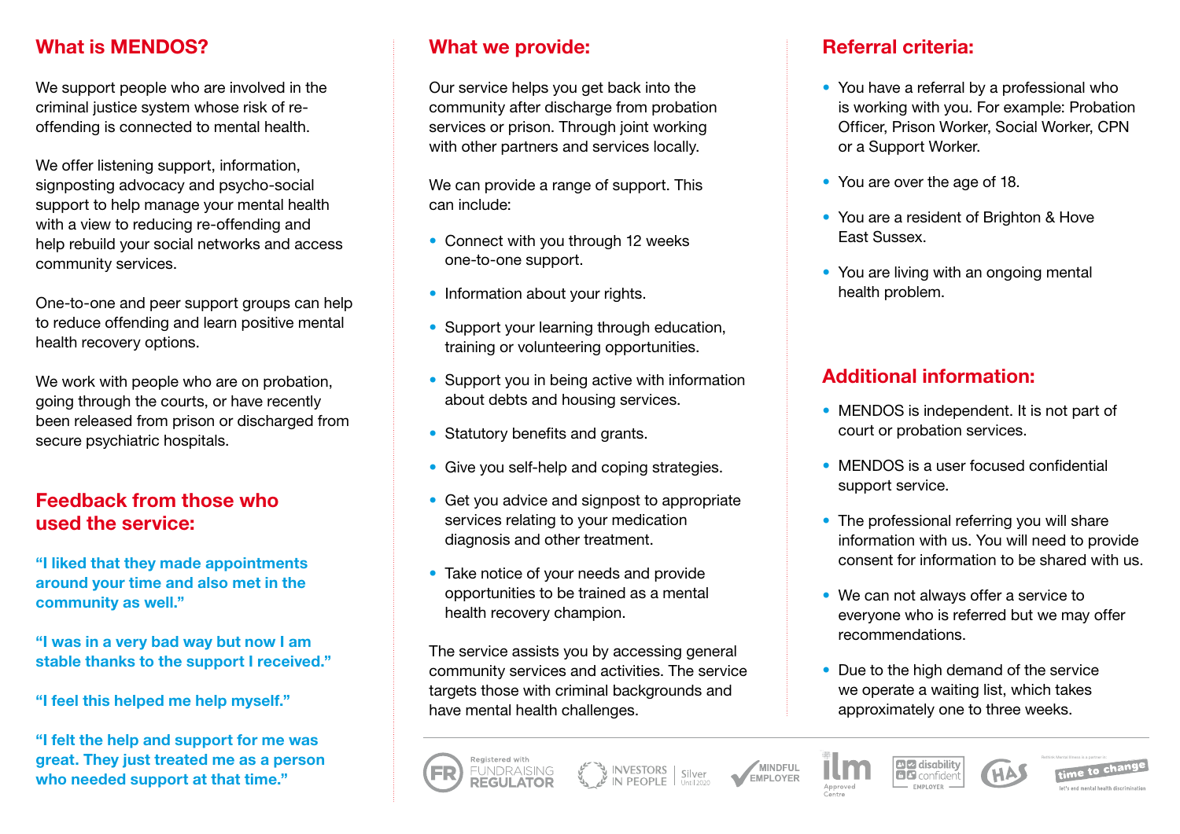## What is MENDOS?

We support people who are involved in the criminal justice system whose risk of re-offending is connected to mental health.

We offer listening support, information, signposting advocacy and psycho-social support to help manage your mental health with a view to reducing re-offending and help rebuild your social networks and access community services.

One-to-one and peer support groups can help to reduce offending and learn positive mental health recovery options.

We work with people who are on probation, going through the courts, or have recently been released from prison or discharged from secure psychiatric hospitals.

## Feedback from those who used the service:

**"I liked that they made appointments around your time and also met in the community as well."**

**"I was in a very bad way but now I am stable thanks to the support I received."**

**"I feel this helped me help myself."**

**"I felt the help and support for me was great. They just treated me as a person who needed support at that time."**

## What we provide:

Our service helps you get back into the community after discharge from probation services or prison. Through joint working with other partners and services locally.

We can provide a range of support. This can include:

- Connect with you through 12 weeks one-to-one support.
- Information about your rights.
- Support your learning through education, training or volunteering opportunities.
- Support you in being active with information about debts and housing services.
- Statutory benefits and grants.
- Give you self-help and coping strategies.
- Get you advice and signpost to appropriate services relating to your medication diagnosis and other treatment.
- Take notice of your needs and provide opportunities to be trained as a mental health recovery champion.

The service assists you by accessing general community services and activities. The service targets those with criminal backgrounds and have mental health challenges.

## Referral criteria:

- You have a referral by a professional who is working with you. For example: Probation Officer, Prison Worker, Social Worker, CPN or a Support Worker.
- You are over the age of 18.
- You are a resident of Brighton & Hove East Sussex.
- You are living with an ongoing mental health problem.

## Additional information:

- MENDOS is independent. It is not part of court or probation services.
- MENDOS is a user focused confidential support service.
- The professional referring you will share information with us. You will need to provide consent for information to be shared with us.
- We can not always offer a service to everyone who is referred but we may offer recommendations.
- Due to the high demand of the service we operate a waiting list, which takes approximately one to three weeks.

Registered with FUNDRAISING REGULATOR

INVESTORS IN PEOPLE | Silver Until 2020

MINDFUL EMPLOYER

ilm Approved Centre

disability confident EMPLOYER

HAS

time to change — let's end mental health discrimination